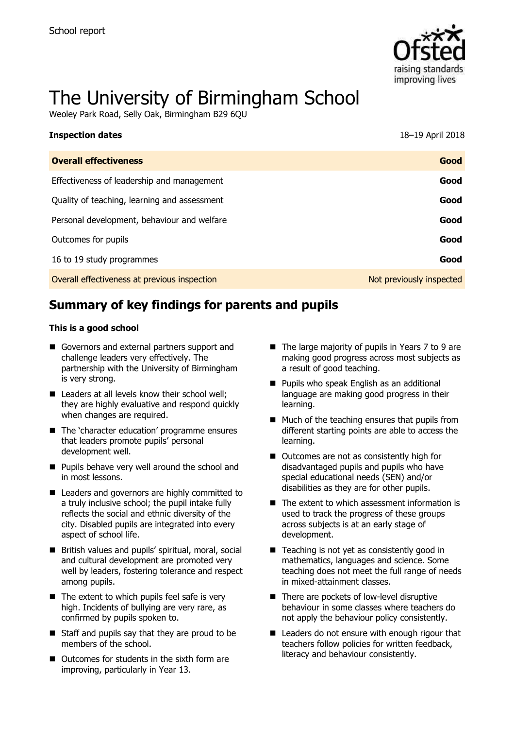School report

# The University of Birmingham School

Weoley Park Road, Selly Oak, Birmingham B29 6QU

| **Inspection dates** | 18–19 April 2018 |
|---|---|
| **Overall effectiveness** | **Good** |
| Effectiveness of leadership and management | **Good** |
| Quality of teaching, learning and assessment | **Good** |
| Personal development, behaviour and welfare | **Good** |
| Outcomes for pupils | **Good** |
| 16 to 19 study programmes | **Good** |
| Overall effectiveness at previous inspection | Not previously inspected |

## Summary of key findings for parents and pupils

**This is a good school**

- Governors and external partners support and challenge leaders very effectively. The partnership with the University of Birmingham is very strong.
- Leaders at all levels know their school well; they are highly evaluative and respond quickly when changes are required.
- The 'character education' programme ensures that leaders promote pupils' personal development well.
- Pupils behave very well around the school and in most lessons.
- Leaders and governors are highly committed to a truly inclusive school; the pupil intake fully reflects the social and ethnic diversity of the city. Disabled pupils are integrated into every aspect of school life.
- British values and pupils' spiritual, moral, social and cultural development are promoted very well by leaders, fostering tolerance and respect among pupils.
- The extent to which pupils feel safe is very high. Incidents of bullying are very rare, as confirmed by pupils spoken to.
- Staff and pupils say that they are proud to be members of the school.
- Outcomes for students in the sixth form are improving, particularly in Year 13.
- The large majority of pupils in Years 7 to 9 are making good progress across most subjects as a result of good teaching.
- Pupils who speak English as an additional language are making good progress in their learning.
- Much of the teaching ensures that pupils from different starting points are able to access the learning.
- Outcomes are not as consistently high for disadvantaged pupils and pupils who have special educational needs (SEN) and/or disabilities as they are for other pupils.
- The extent to which assessment information is used to track the progress of these groups across subjects is at an early stage of development.
- Teaching is not yet as consistently good in mathematics, languages and science. Some teaching does not meet the full range of needs in mixed-attainment classes.
- There are pockets of low-level disruptive behaviour in some classes where teachers do not apply the behaviour policy consistently.
- Leaders do not ensure with enough rigour that teachers follow policies for written feedback, literacy and behaviour consistently.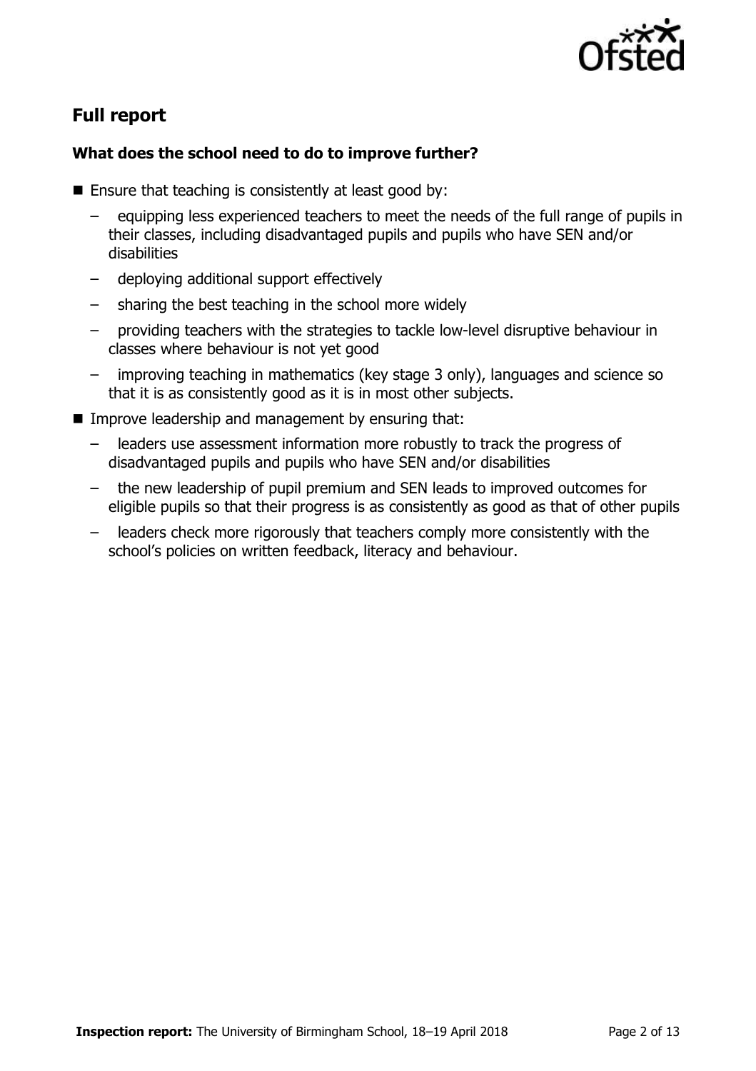## Full report

### What does the school need to do to improve further?

- Ensure that teaching is consistently at least good by:
  - equipping less experienced teachers to meet the needs of the full range of pupils in their classes, including disadvantaged pupils and pupils who have SEN and/or disabilities
  - deploying additional support effectively
  - sharing the best teaching in the school more widely
  - providing teachers with the strategies to tackle low-level disruptive behaviour in classes where behaviour is not yet good
  - improving teaching in mathematics (key stage 3 only), languages and science so that it is as consistently good as it is in most other subjects.
- Improve leadership and management by ensuring that:
  - leaders use assessment information more robustly to track the progress of disadvantaged pupils and pupils who have SEN and/or disabilities
  - the new leadership of pupil premium and SEN leads to improved outcomes for eligible pupils so that their progress is as consistently as good as that of other pupils
  - leaders check more rigorously that teachers comply more consistently with the school's policies on written feedback, literacy and behaviour.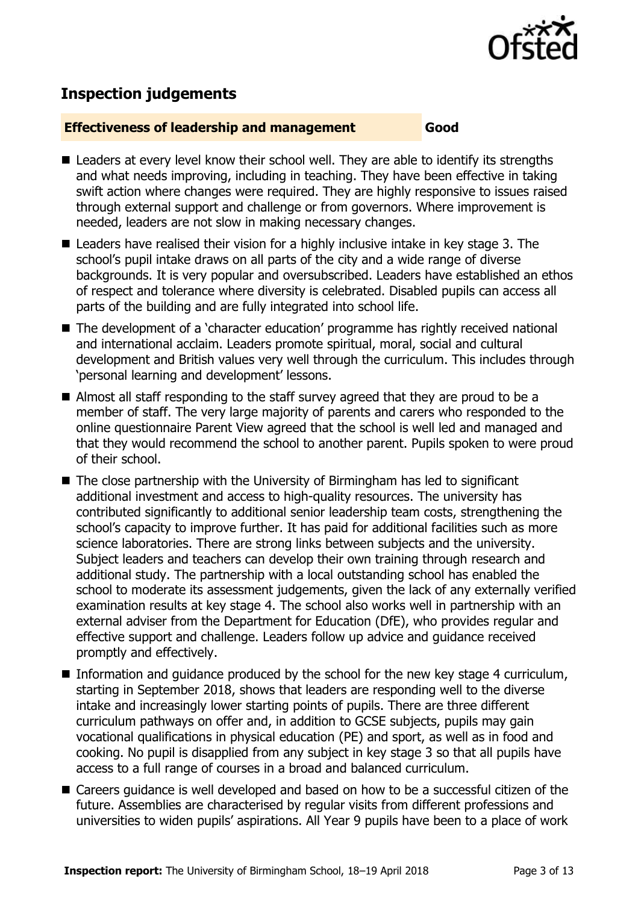## Inspection judgements

**Effectiveness of leadership and management** **Good**

- Leaders at every level know their school well. They are able to identify its strengths and what needs improving, including in teaching. They have been effective in taking swift action where changes were required. They are highly responsive to issues raised through external support and challenge or from governors. Where improvement is needed, leaders are not slow in making necessary changes.
- Leaders have realised their vision for a highly inclusive intake in key stage 3. The school's pupil intake draws on all parts of the city and a wide range of diverse backgrounds. It is very popular and oversubscribed. Leaders have established an ethos of respect and tolerance where diversity is celebrated. Disabled pupils can access all parts of the building and are fully integrated into school life.
- The development of a 'character education' programme has rightly received national and international acclaim. Leaders promote spiritual, moral, social and cultural development and British values very well through the curriculum. This includes through 'personal learning and development' lessons.
- Almost all staff responding to the staff survey agreed that they are proud to be a member of staff. The very large majority of parents and carers who responded to the online questionnaire Parent View agreed that the school is well led and managed and that they would recommend the school to another parent. Pupils spoken to were proud of their school.
- The close partnership with the University of Birmingham has led to significant additional investment and access to high-quality resources. The university has contributed significantly to additional senior leadership team costs, strengthening the school's capacity to improve further. It has paid for additional facilities such as more science laboratories. There are strong links between subjects and the university. Subject leaders and teachers can develop their own training through research and additional study. The partnership with a local outstanding school has enabled the school to moderate its assessment judgements, given the lack of any externally verified examination results at key stage 4. The school also works well in partnership with an external adviser from the Department for Education (DfE), who provides regular and effective support and challenge. Leaders follow up advice and guidance received promptly and effectively.
- Information and guidance produced by the school for the new key stage 4 curriculum, starting in September 2018, shows that leaders are responding well to the diverse intake and increasingly lower starting points of pupils. There are three different curriculum pathways on offer and, in addition to GCSE subjects, pupils may gain vocational qualifications in physical education (PE) and sport, as well as in food and cooking. No pupil is disapplied from any subject in key stage 3 so that all pupils have access to a full range of courses in a broad and balanced curriculum.
- Careers guidance is well developed and based on how to be a successful citizen of the future. Assemblies are characterised by regular visits from different professions and universities to widen pupils' aspirations. All Year 9 pupils have been to a place of work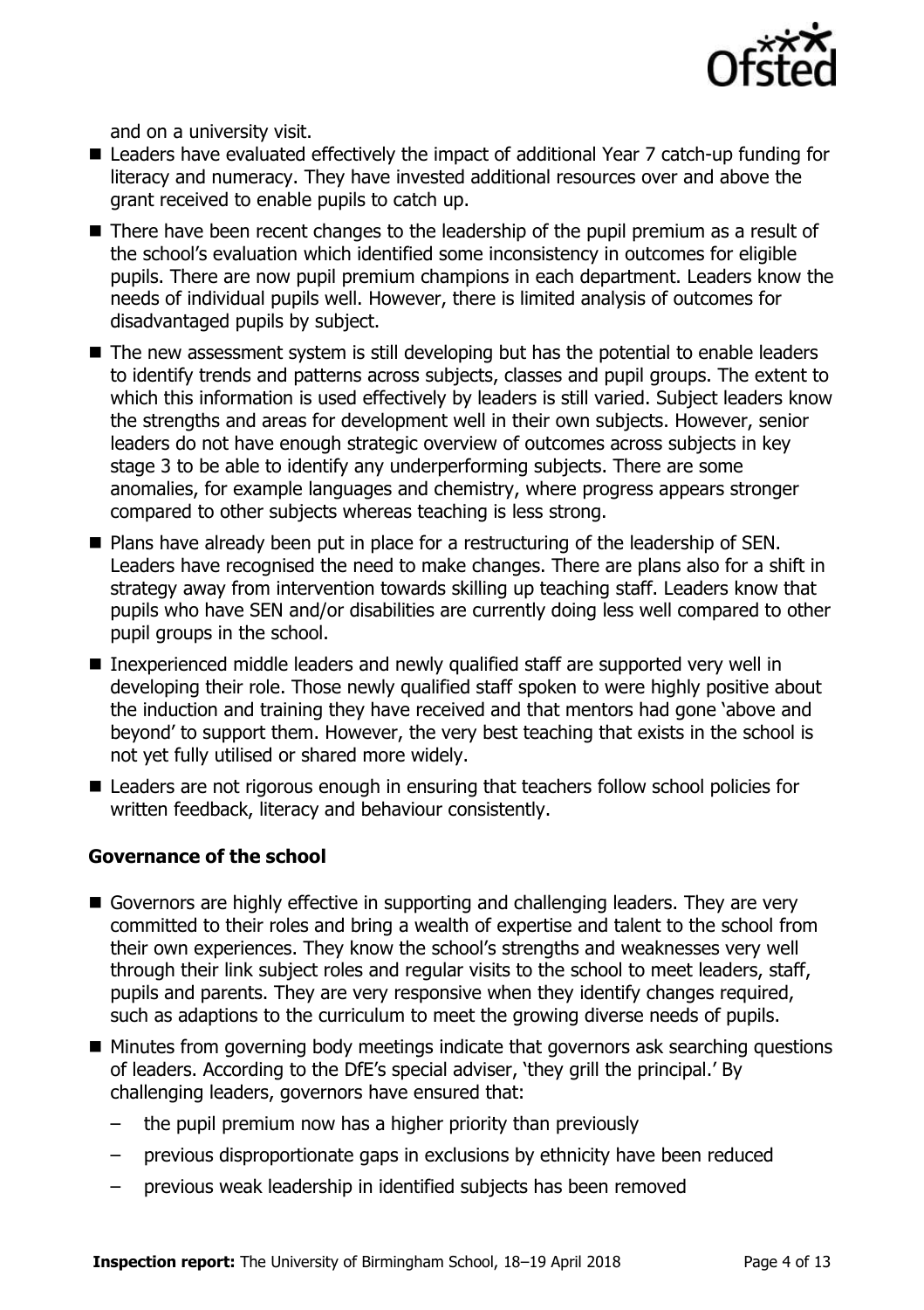and on a university visit.

- Leaders have evaluated effectively the impact of additional Year 7 catch-up funding for literacy and numeracy. They have invested additional resources over and above the grant received to enable pupils to catch up.
- There have been recent changes to the leadership of the pupil premium as a result of the school's evaluation which identified some inconsistency in outcomes for eligible pupils. There are now pupil premium champions in each department. Leaders know the needs of individual pupils well. However, there is limited analysis of outcomes for disadvantaged pupils by subject.
- The new assessment system is still developing but has the potential to enable leaders to identify trends and patterns across subjects, classes and pupil groups. The extent to which this information is used effectively by leaders is still varied. Subject leaders know the strengths and areas for development well in their own subjects. However, senior leaders do not have enough strategic overview of outcomes across subjects in key stage 3 to be able to identify any underperforming subjects. There are some anomalies, for example languages and chemistry, where progress appears stronger compared to other subjects whereas teaching is less strong.
- Plans have already been put in place for a restructuring of the leadership of SEN. Leaders have recognised the need to make changes. There are plans also for a shift in strategy away from intervention towards skilling up teaching staff. Leaders know that pupils who have SEN and/or disabilities are currently doing less well compared to other pupil groups in the school.
- Inexperienced middle leaders and newly qualified staff are supported very well in developing their role. Those newly qualified staff spoken to were highly positive about the induction and training they have received and that mentors had gone 'above and beyond' to support them. However, the very best teaching that exists in the school is not yet fully utilised or shared more widely.
- Leaders are not rigorous enough in ensuring that teachers follow school policies for written feedback, literacy and behaviour consistently.

### Governance of the school

- Governors are highly effective in supporting and challenging leaders. They are very committed to their roles and bring a wealth of expertise and talent to the school from their own experiences. They know the school's strengths and weaknesses very well through their link subject roles and regular visits to the school to meet leaders, staff, pupils and parents. They are very responsive when they identify changes required, such as adaptions to the curriculum to meet the growing diverse needs of pupils.
- Minutes from governing body meetings indicate that governors ask searching questions of leaders. According to the DfE's special adviser, 'they grill the principal.' By challenging leaders, governors have ensured that:
  - the pupil premium now has a higher priority than previously
  - previous disproportionate gaps in exclusions by ethnicity have been reduced
  - previous weak leadership in identified subjects has been removed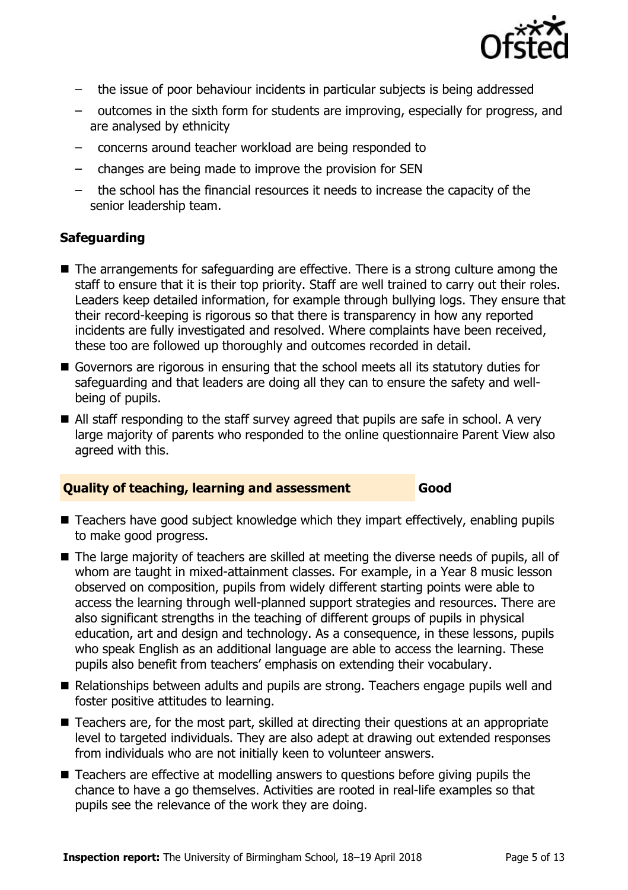- the issue of poor behaviour incidents in particular subjects is being addressed
- outcomes in the sixth form for students are improving, especially for progress, and are analysed by ethnicity
- concerns around teacher workload are being responded to
- changes are being made to improve the provision for SEN
- the school has the financial resources it needs to increase the capacity of the senior leadership team.

### Safeguarding

- The arrangements for safeguarding are effective. There is a strong culture among the staff to ensure that it is their top priority. Staff are well trained to carry out their roles. Leaders keep detailed information, for example through bullying logs. They ensure that their record-keeping is rigorous so that there is transparency in how any reported incidents are fully investigated and resolved. Where complaints have been received, these too are followed up thoroughly and outcomes recorded in detail.
- Governors are rigorous in ensuring that the school meets all its statutory duties for safeguarding and that leaders are doing all they can to ensure the safety and well-being of pupils.
- All staff responding to the staff survey agreed that pupils are safe in school. A very large majority of parents who responded to the online questionnaire Parent View also agreed with this.

## Quality of teaching, learning and assessment — Good

- Teachers have good subject knowledge which they impart effectively, enabling pupils to make good progress.
- The large majority of teachers are skilled at meeting the diverse needs of pupils, all of whom are taught in mixed-attainment classes. For example, in a Year 8 music lesson observed on composition, pupils from widely different starting points were able to access the learning through well-planned support strategies and resources. There are also significant strengths in the teaching of different groups of pupils in physical education, art and design and technology. As a consequence, in these lessons, pupils who speak English as an additional language are able to access the learning. These pupils also benefit from teachers' emphasis on extending their vocabulary.
- Relationships between adults and pupils are strong. Teachers engage pupils well and foster positive attitudes to learning.
- Teachers are, for the most part, skilled at directing their questions at an appropriate level to targeted individuals. They are also adept at drawing out extended responses from individuals who are not initially keen to volunteer answers.
- Teachers are effective at modelling answers to questions before giving pupils the chance to have a go themselves. Activities are rooted in real-life examples so that pupils see the relevance of the work they are doing.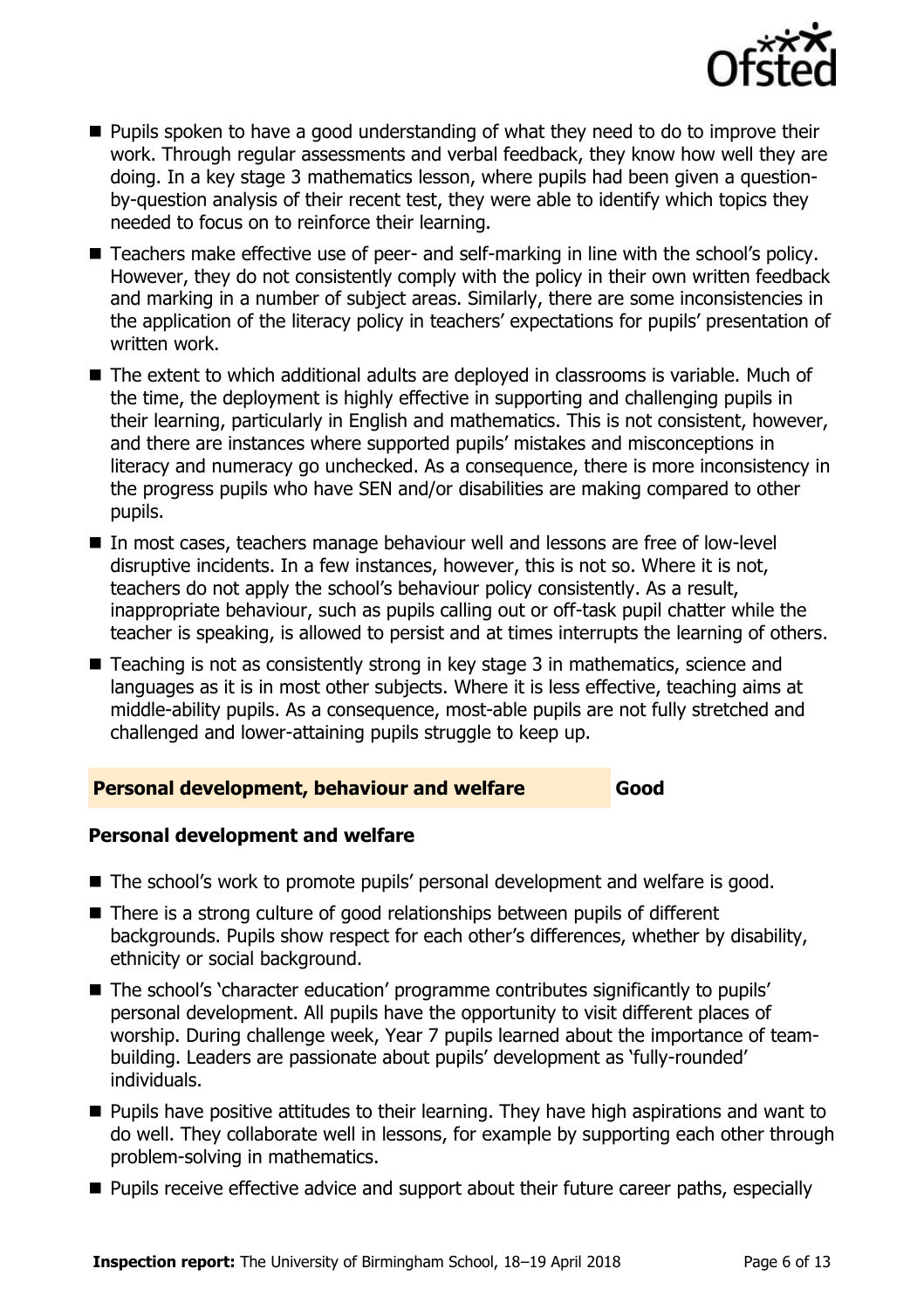- Pupils spoken to have a good understanding of what they need to do to improve their work. Through regular assessments and verbal feedback, they know how well they are doing. In a key stage 3 mathematics lesson, where pupils had been given a question-by-question analysis of their recent test, they were able to identify which topics they needed to focus on to reinforce their learning.
- Teachers make effective use of peer- and self-marking in line with the school's policy. However, they do not consistently comply with the policy in their own written feedback and marking in a number of subject areas. Similarly, there are some inconsistencies in the application of the literacy policy in teachers' expectations for pupils' presentation of written work.
- The extent to which additional adults are deployed in classrooms is variable. Much of the time, the deployment is highly effective in supporting and challenging pupils in their learning, particularly in English and mathematics. This is not consistent, however, and there are instances where supported pupils' mistakes and misconceptions in literacy and numeracy go unchecked. As a consequence, there is more inconsistency in the progress pupils who have SEN and/or disabilities are making compared to other pupils.
- In most cases, teachers manage behaviour well and lessons are free of low-level disruptive incidents. In a few instances, however, this is not so. Where it is not, teachers do not apply the school's behaviour policy consistently. As a result, inappropriate behaviour, such as pupils calling out or off-task pupil chatter while the teacher is speaking, is allowed to persist and at times interrupts the learning of others.
- Teaching is not as consistently strong in key stage 3 in mathematics, science and languages as it is in most other subjects. Where it is less effective, teaching aims at middle-ability pupils. As a consequence, most-able pupils are not fully stretched and challenged and lower-attaining pupils struggle to keep up.

## Personal development, behaviour and welfare — Good

### Personal development and welfare

- The school's work to promote pupils' personal development and welfare is good.
- There is a strong culture of good relationships between pupils of different backgrounds. Pupils show respect for each other's differences, whether by disability, ethnicity or social background.
- The school's 'character education' programme contributes significantly to pupils' personal development. All pupils have the opportunity to visit different places of worship. During challenge week, Year 7 pupils learned about the importance of team-building. Leaders are passionate about pupils' development as 'fully-rounded' individuals.
- Pupils have positive attitudes to their learning. They have high aspirations and want to do well. They collaborate well in lessons, for example by supporting each other through problem-solving in mathematics.
- Pupils receive effective advice and support about their future career paths, especially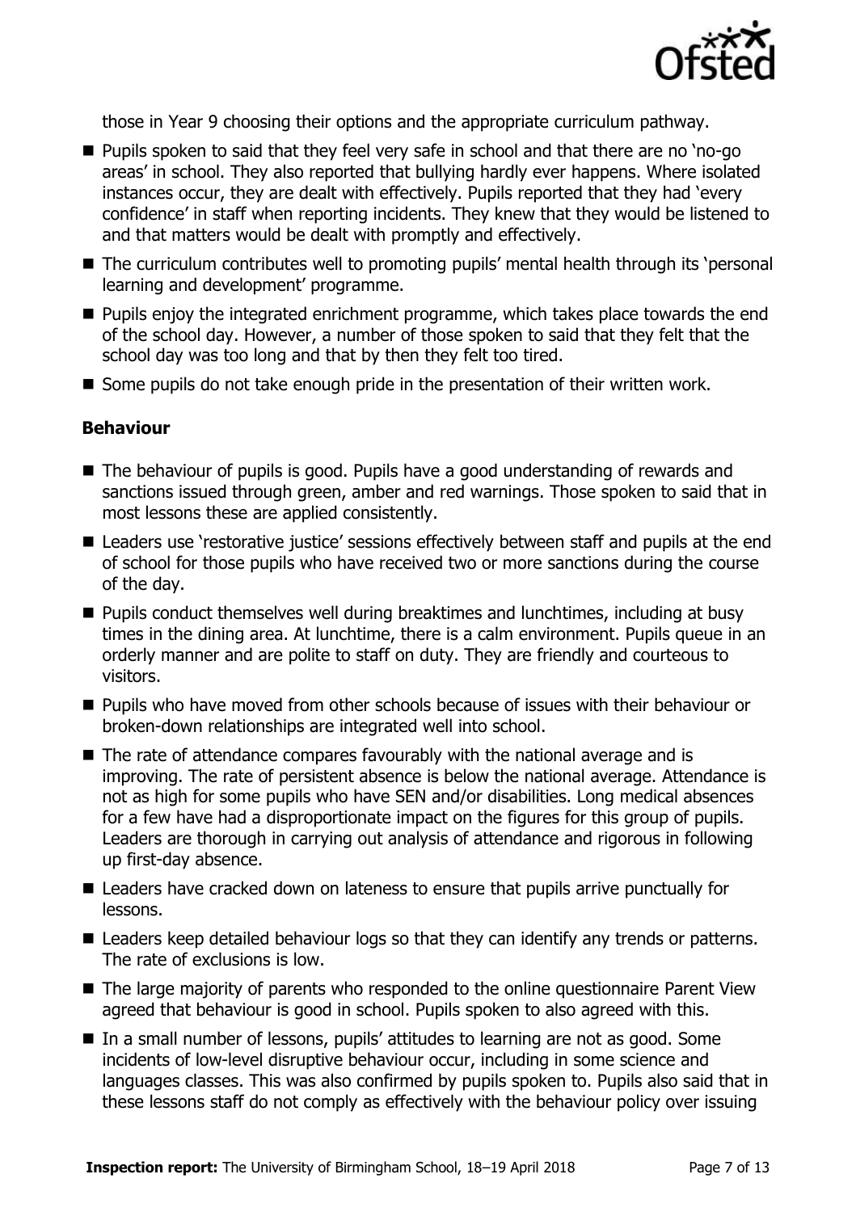those in Year 9 choosing their options and the appropriate curriculum pathway.

- Pupils spoken to said that they feel very safe in school and that there are no 'no-go areas' in school. They also reported that bullying hardly ever happens. Where isolated instances occur, they are dealt with effectively. Pupils reported that they had 'every confidence' in staff when reporting incidents. They knew that they would be listened to and that matters would be dealt with promptly and effectively.
- The curriculum contributes well to promoting pupils' mental health through its 'personal learning and development' programme.
- Pupils enjoy the integrated enrichment programme, which takes place towards the end of the school day. However, a number of those spoken to said that they felt that the school day was too long and that by then they felt too tired.
- Some pupils do not take enough pride in the presentation of their written work.

### Behaviour

- The behaviour of pupils is good. Pupils have a good understanding of rewards and sanctions issued through green, amber and red warnings. Those spoken to said that in most lessons these are applied consistently.
- Leaders use 'restorative justice' sessions effectively between staff and pupils at the end of school for those pupils who have received two or more sanctions during the course of the day.
- Pupils conduct themselves well during breaktimes and lunchtimes, including at busy times in the dining area. At lunchtime, there is a calm environment. Pupils queue in an orderly manner and are polite to staff on duty. They are friendly and courteous to visitors.
- Pupils who have moved from other schools because of issues with their behaviour or broken-down relationships are integrated well into school.
- The rate of attendance compares favourably with the national average and is improving. The rate of persistent absence is below the national average. Attendance is not as high for some pupils who have SEN and/or disabilities. Long medical absences for a few have had a disproportionate impact on the figures for this group of pupils. Leaders are thorough in carrying out analysis of attendance and rigorous in following up first-day absence.
- Leaders have cracked down on lateness to ensure that pupils arrive punctually for lessons.
- Leaders keep detailed behaviour logs so that they can identify any trends or patterns. The rate of exclusions is low.
- The large majority of parents who responded to the online questionnaire Parent View agreed that behaviour is good in school. Pupils spoken to also agreed with this.
- In a small number of lessons, pupils' attitudes to learning are not as good. Some incidents of low-level disruptive behaviour occur, including in some science and languages classes. This was also confirmed by pupils spoken to. Pupils also said that in these lessons staff do not comply as effectively with the behaviour policy over issuing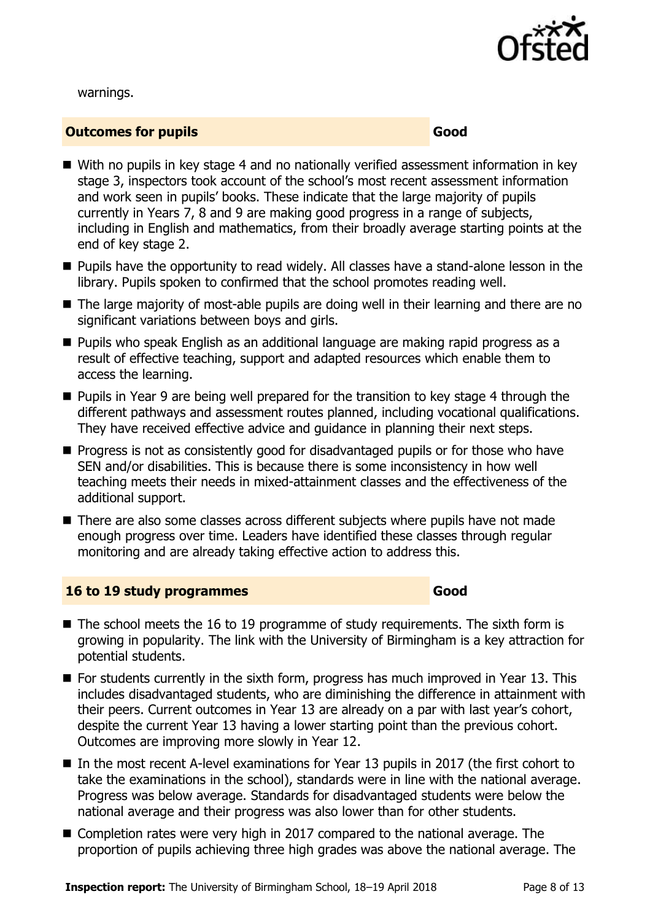warnings.

## Outcomes for pupils — Good

- With no pupils in key stage 4 and no nationally verified assessment information in key stage 3, inspectors took account of the school's most recent assessment information and work seen in pupils' books. These indicate that the large majority of pupils currently in Years 7, 8 and 9 are making good progress in a range of subjects, including in English and mathematics, from their broadly average starting points at the end of key stage 2.
- Pupils have the opportunity to read widely. All classes have a stand-alone lesson in the library. Pupils spoken to confirmed that the school promotes reading well.
- The large majority of most-able pupils are doing well in their learning and there are no significant variations between boys and girls.
- Pupils who speak English as an additional language are making rapid progress as a result of effective teaching, support and adapted resources which enable them to access the learning.
- Pupils in Year 9 are being well prepared for the transition to key stage 4 through the different pathways and assessment routes planned, including vocational qualifications. They have received effective advice and guidance in planning their next steps.
- Progress is not as consistently good for disadvantaged pupils or for those who have SEN and/or disabilities. This is because there is some inconsistency in how well teaching meets their needs in mixed-attainment classes and the effectiveness of the additional support.
- There are also some classes across different subjects where pupils have not made enough progress over time. Leaders have identified these classes through regular monitoring and are already taking effective action to address this.

## 16 to 19 study programmes — Good

- The school meets the 16 to 19 programme of study requirements. The sixth form is growing in popularity. The link with the University of Birmingham is a key attraction for potential students.
- For students currently in the sixth form, progress has much improved in Year 13. This includes disadvantaged students, who are diminishing the difference in attainment with their peers. Current outcomes in Year 13 are already on a par with last year's cohort, despite the current Year 13 having a lower starting point than the previous cohort. Outcomes are improving more slowly in Year 12.
- In the most recent A-level examinations for Year 13 pupils in 2017 (the first cohort to take the examinations in the school), standards were in line with the national average. Progress was below average. Standards for disadvantaged students were below the national average and their progress was also lower than for other students.
- Completion rates were very high in 2017 compared to the national average. The proportion of pupils achieving three high grades was above the national average. The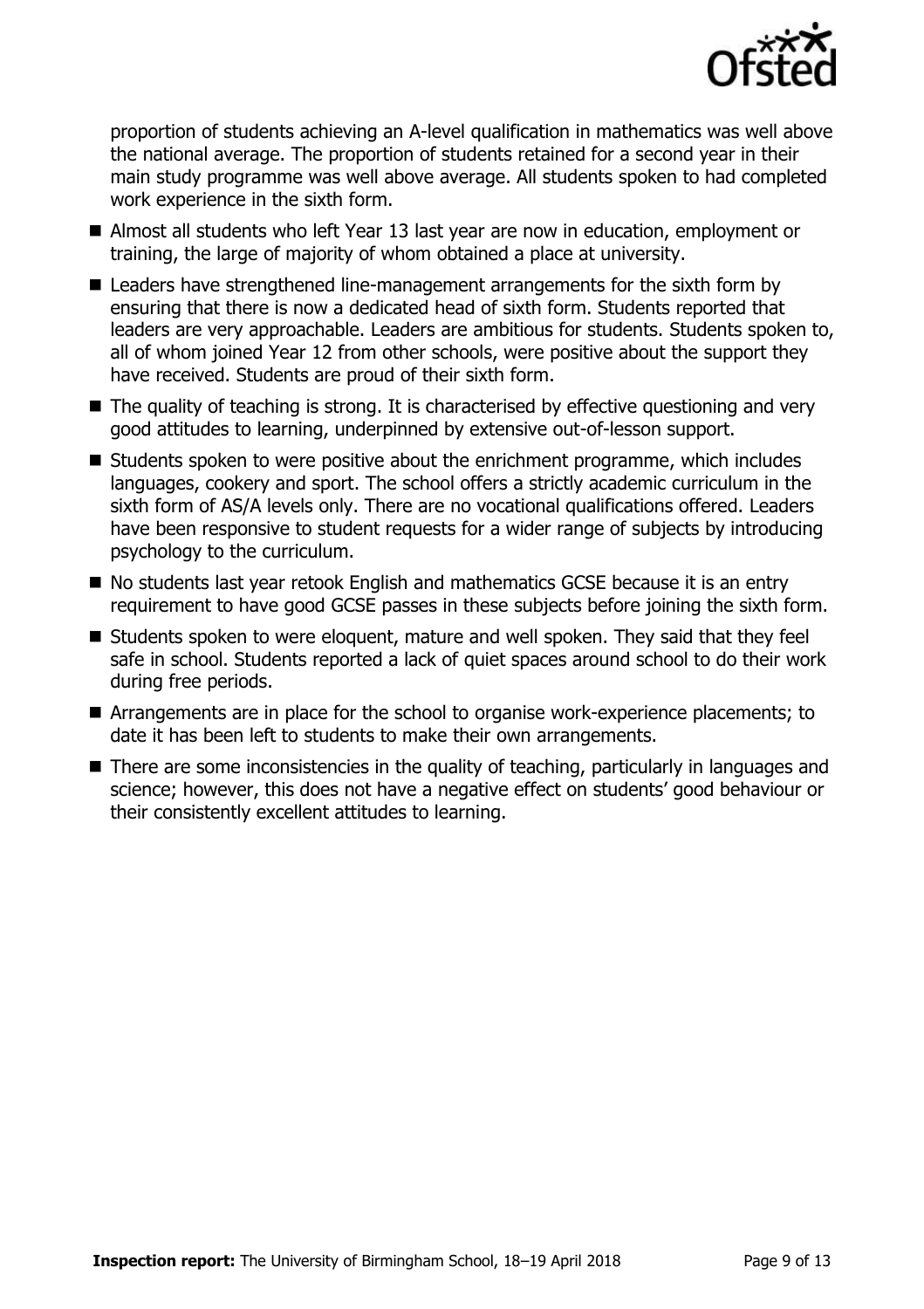proportion of students achieving an A-level qualification in mathematics was well above the national average. The proportion of students retained for a second year in their main study programme was well above average. All students spoken to had completed work experience in the sixth form.

- Almost all students who left Year 13 last year are now in education, employment or training, the large of majority of whom obtained a place at university.
- Leaders have strengthened line-management arrangements for the sixth form by ensuring that there is now a dedicated head of sixth form. Students reported that leaders are very approachable. Leaders are ambitious for students. Students spoken to, all of whom joined Year 12 from other schools, were positive about the support they have received. Students are proud of their sixth form.
- The quality of teaching is strong. It is characterised by effective questioning and very good attitudes to learning, underpinned by extensive out-of-lesson support.
- Students spoken to were positive about the enrichment programme, which includes languages, cookery and sport. The school offers a strictly academic curriculum in the sixth form of AS/A levels only. There are no vocational qualifications offered. Leaders have been responsive to student requests for a wider range of subjects by introducing psychology to the curriculum.
- No students last year retook English and mathematics GCSE because it is an entry requirement to have good GCSE passes in these subjects before joining the sixth form.
- Students spoken to were eloquent, mature and well spoken. They said that they feel safe in school. Students reported a lack of quiet spaces around school to do their work during free periods.
- Arrangements are in place for the school to organise work-experience placements; to date it has been left to students to make their own arrangements.
- There are some inconsistencies in the quality of teaching, particularly in languages and science; however, this does not have a negative effect on students' good behaviour or their consistently excellent attitudes to learning.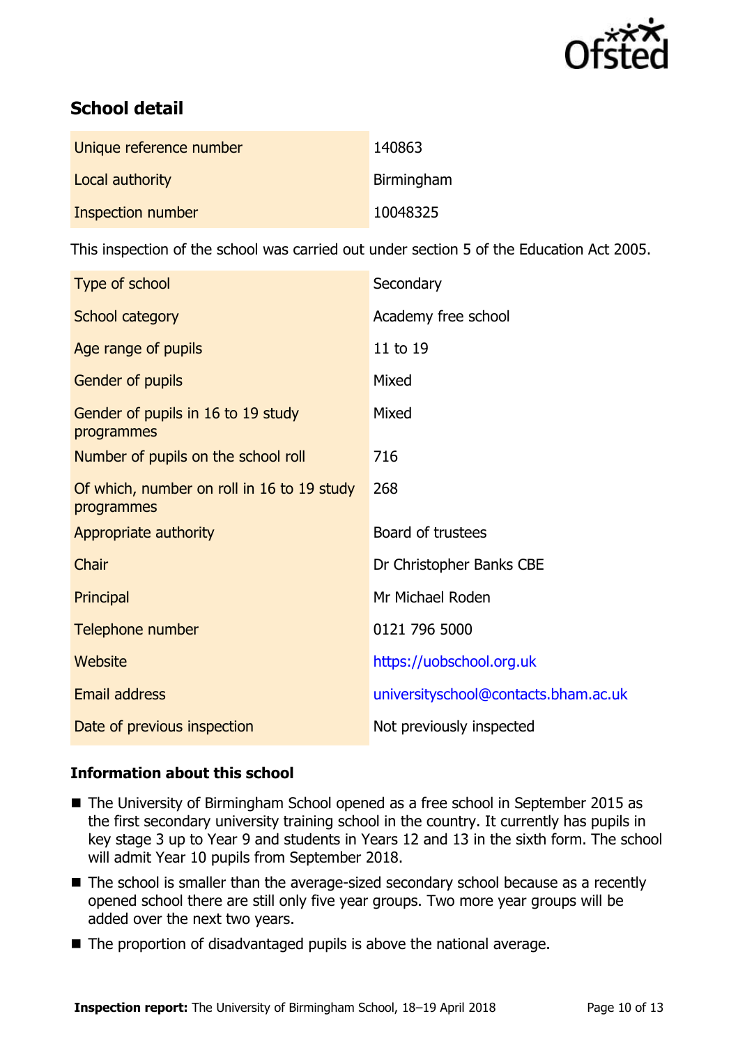## School detail

| | |
|---|---|
| Unique reference number | 140863 |
| Local authority | Birmingham |
| Inspection number | 10048325 |

This inspection of the school was carried out under section 5 of the Education Act 2005.

| | |
|---|---|
| Type of school | Secondary |
| School category | Academy free school |
| Age range of pupils | 11 to 19 |
| Gender of pupils | Mixed |
| Gender of pupils in 16 to 19 study programmes | Mixed |
| Number of pupils on the school roll | 716 |
| Of which, number on roll in 16 to 19 study programmes | 268 |
| Appropriate authority | Board of trustees |
| Chair | Dr Christopher Banks CBE |
| Principal | Mr Michael Roden |
| Telephone number | 0121 796 5000 |
| Website | https://uobschool.org.uk |
| Email address | universityschool@contacts.bham.ac.uk |
| Date of previous inspection | Not previously inspected |

### Information about this school

- The University of Birmingham School opened as a free school in September 2015 as the first secondary university training school in the country. It currently has pupils in key stage 3 up to Year 9 and students in Years 12 and 13 in the sixth form. The school will admit Year 10 pupils from September 2018.
- The school is smaller than the average-sized secondary school because as a recently opened school there are still only five year groups. Two more year groups will be added over the next two years.
- The proportion of disadvantaged pupils is above the national average.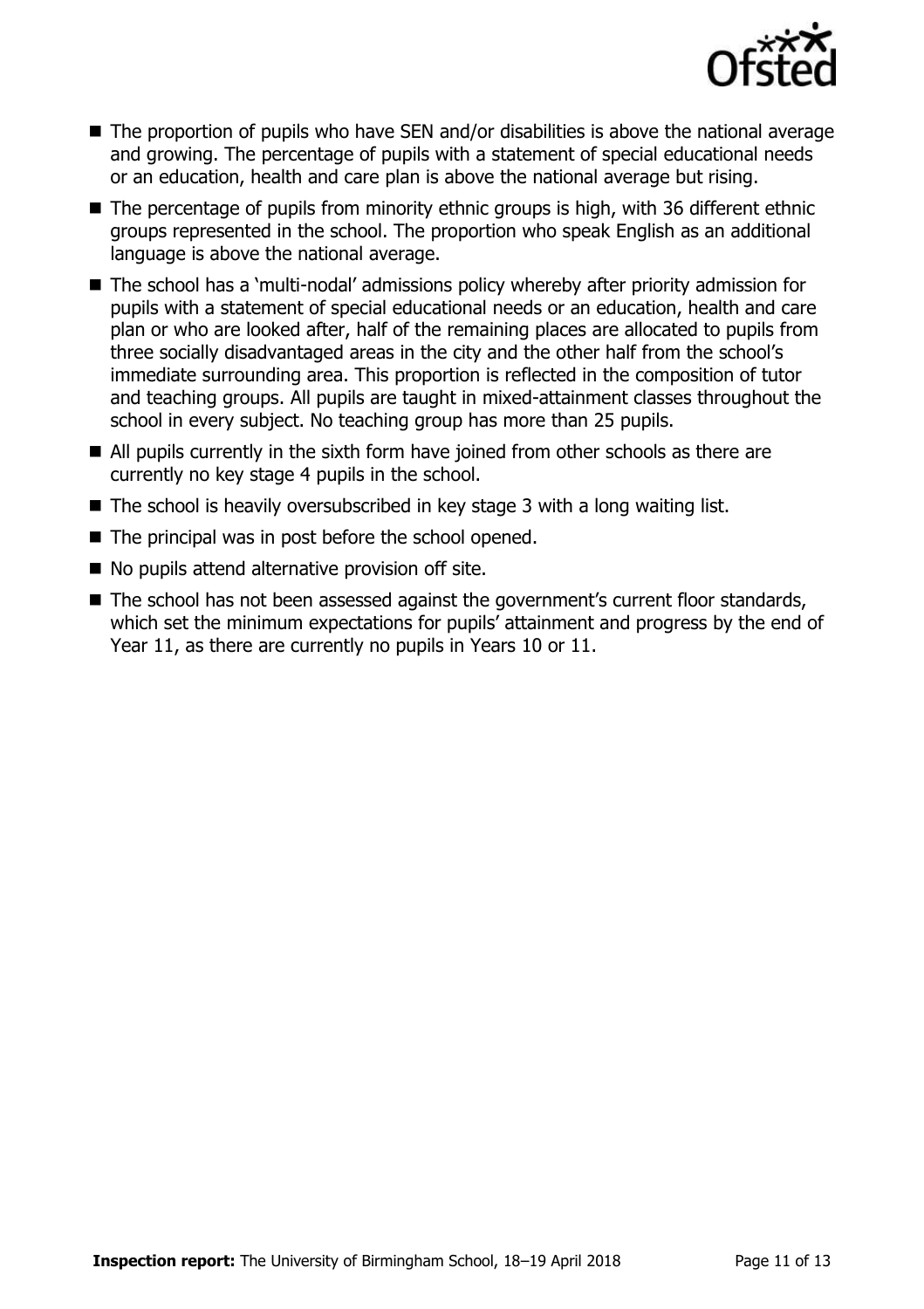- The proportion of pupils who have SEN and/or disabilities is above the national average and growing. The percentage of pupils with a statement of special educational needs or an education, health and care plan is above the national average but rising.
- The percentage of pupils from minority ethnic groups is high, with 36 different ethnic groups represented in the school. The proportion who speak English as an additional language is above the national average.
- The school has a 'multi-nodal' admissions policy whereby after priority admission for pupils with a statement of special educational needs or an education, health and care plan or who are looked after, half of the remaining places are allocated to pupils from three socially disadvantaged areas in the city and the other half from the school's immediate surrounding area. This proportion is reflected in the composition of tutor and teaching groups. All pupils are taught in mixed-attainment classes throughout the school in every subject. No teaching group has more than 25 pupils.
- All pupils currently in the sixth form have joined from other schools as there are currently no key stage 4 pupils in the school.
- The school is heavily oversubscribed in key stage 3 with a long waiting list.
- The principal was in post before the school opened.
- No pupils attend alternative provision off site.
- The school has not been assessed against the government's current floor standards, which set the minimum expectations for pupils' attainment and progress by the end of Year 11, as there are currently no pupils in Years 10 or 11.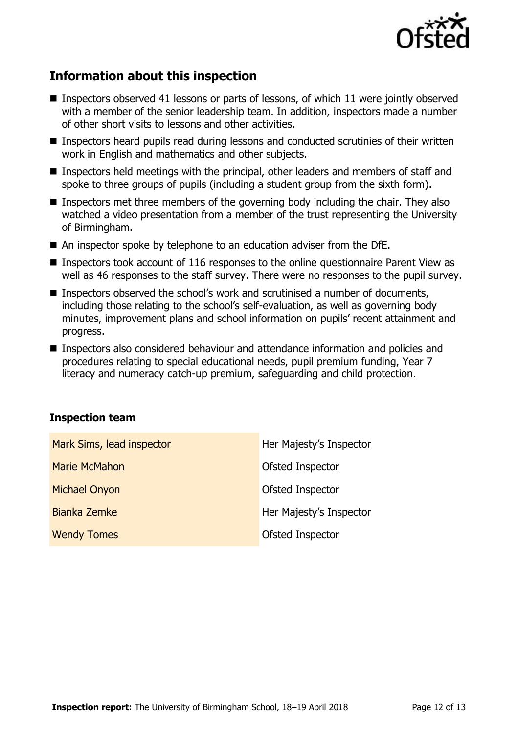## Information about this inspection

- Inspectors observed 41 lessons or parts of lessons, of which 11 were jointly observed with a member of the senior leadership team. In addition, inspectors made a number of other short visits to lessons and other activities.
- Inspectors heard pupils read during lessons and conducted scrutinies of their written work in English and mathematics and other subjects.
- Inspectors held meetings with the principal, other leaders and members of staff and spoke to three groups of pupils (including a student group from the sixth form).
- Inspectors met three members of the governing body including the chair. They also watched a video presentation from a member of the trust representing the University of Birmingham.
- An inspector spoke by telephone to an education adviser from the DfE.
- Inspectors took account of 116 responses to the online questionnaire Parent View as well as 46 responses to the staff survey. There were no responses to the pupil survey.
- Inspectors observed the school's work and scrutinised a number of documents, including those relating to the school's self-evaluation, as well as governing body minutes, improvement plans and school information on pupils' recent attainment and progress.
- Inspectors also considered behaviour and attendance information and policies and procedures relating to special educational needs, pupil premium funding, Year 7 literacy and numeracy catch-up premium, safeguarding and child protection.

### Inspection team

| | |
|---|---|
| Mark Sims, lead inspector | Her Majesty's Inspector |
| Marie McMahon | Ofsted Inspector |
| Michael Onyon | Ofsted Inspector |
| Bianka Zemke | Her Majesty's Inspector |
| Wendy Tomes | Ofsted Inspector |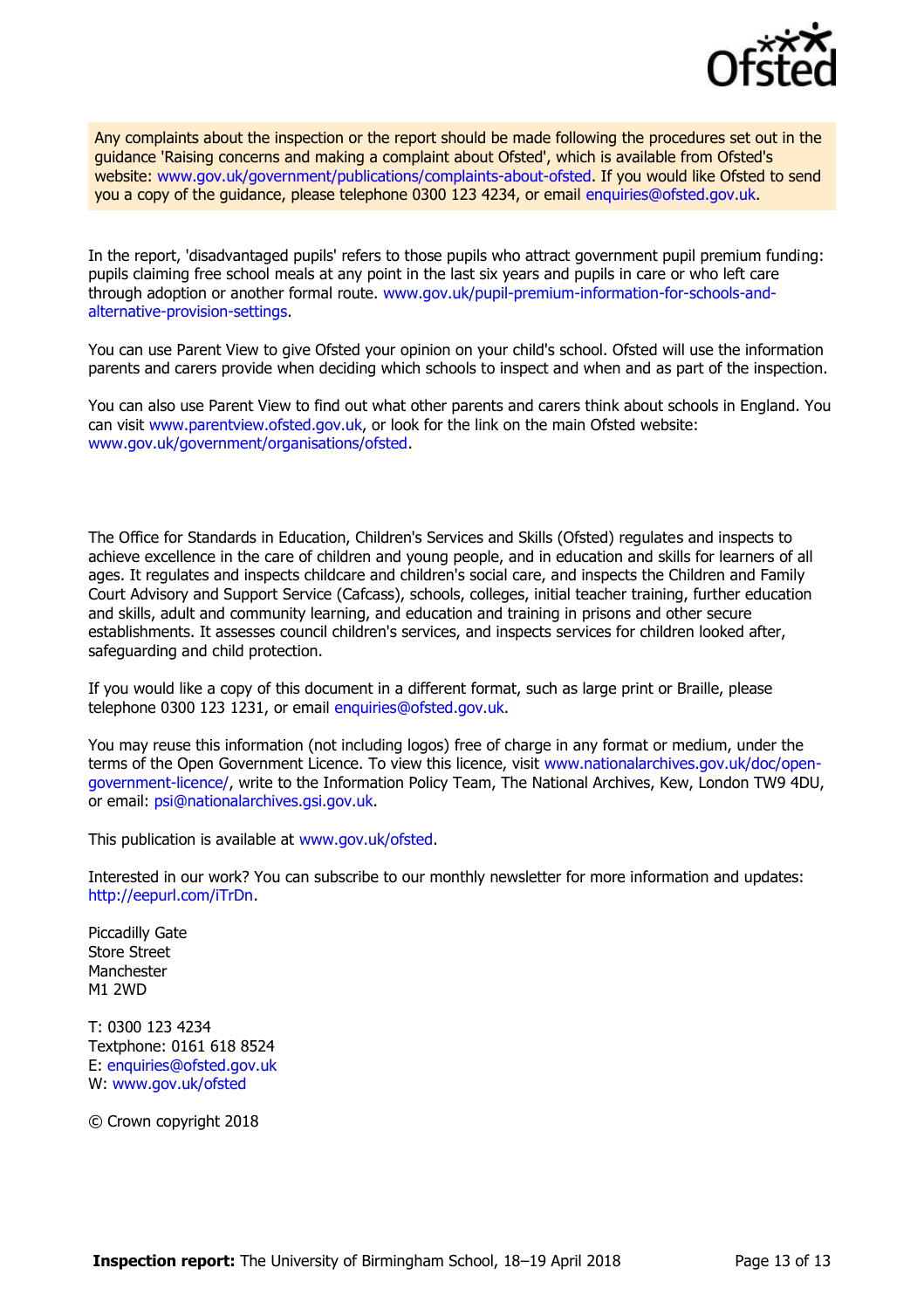Any complaints about the inspection or the report should be made following the procedures set out in the guidance 'Raising concerns and making a complaint about Ofsted', which is available from Ofsted's website: www.gov.uk/government/publications/complaints-about-ofsted. If you would like Ofsted to send you a copy of the guidance, please telephone 0300 123 4234, or email enquiries@ofsted.gov.uk.

In the report, 'disadvantaged pupils' refers to those pupils who attract government pupil premium funding: pupils claiming free school meals at any point in the last six years and pupils in care or who left care through adoption or another formal route. www.gov.uk/pupil-premium-information-for-schools-and-alternative-provision-settings.

You can use Parent View to give Ofsted your opinion on your child's school. Ofsted will use the information parents and carers provide when deciding which schools to inspect and when and as part of the inspection.

You can also use Parent View to find out what other parents and carers think about schools in England. You can visit www.parentview.ofsted.gov.uk, or look for the link on the main Ofsted website: www.gov.uk/government/organisations/ofsted.

The Office for Standards in Education, Children's Services and Skills (Ofsted) regulates and inspects to achieve excellence in the care of children and young people, and in education and skills for learners of all ages. It regulates and inspects childcare and children's social care, and inspects the Children and Family Court Advisory and Support Service (Cafcass), schools, colleges, initial teacher training, further education and skills, adult and community learning, and education and training in prisons and other secure establishments. It assesses council children's services, and inspects services for children looked after, safeguarding and child protection.

If you would like a copy of this document in a different format, such as large print or Braille, please telephone 0300 123 1231, or email enquiries@ofsted.gov.uk.

You may reuse this information (not including logos) free of charge in any format or medium, under the terms of the Open Government Licence. To view this licence, visit www.nationalarchives.gov.uk/doc/open-government-licence/, write to the Information Policy Team, The National Archives, Kew, London TW9 4DU, or email: psi@nationalarchives.gsi.gov.uk.

This publication is available at www.gov.uk/ofsted.

Interested in our work? You can subscribe to our monthly newsletter for more information and updates: http://eepurl.com/iTrDn.

Piccadilly Gate
Store Street
Manchester
M1 2WD

T: 0300 123 4234
Textphone: 0161 618 8524
E: enquiries@ofsted.gov.uk
W: www.gov.uk/ofsted

© Crown copyright 2018